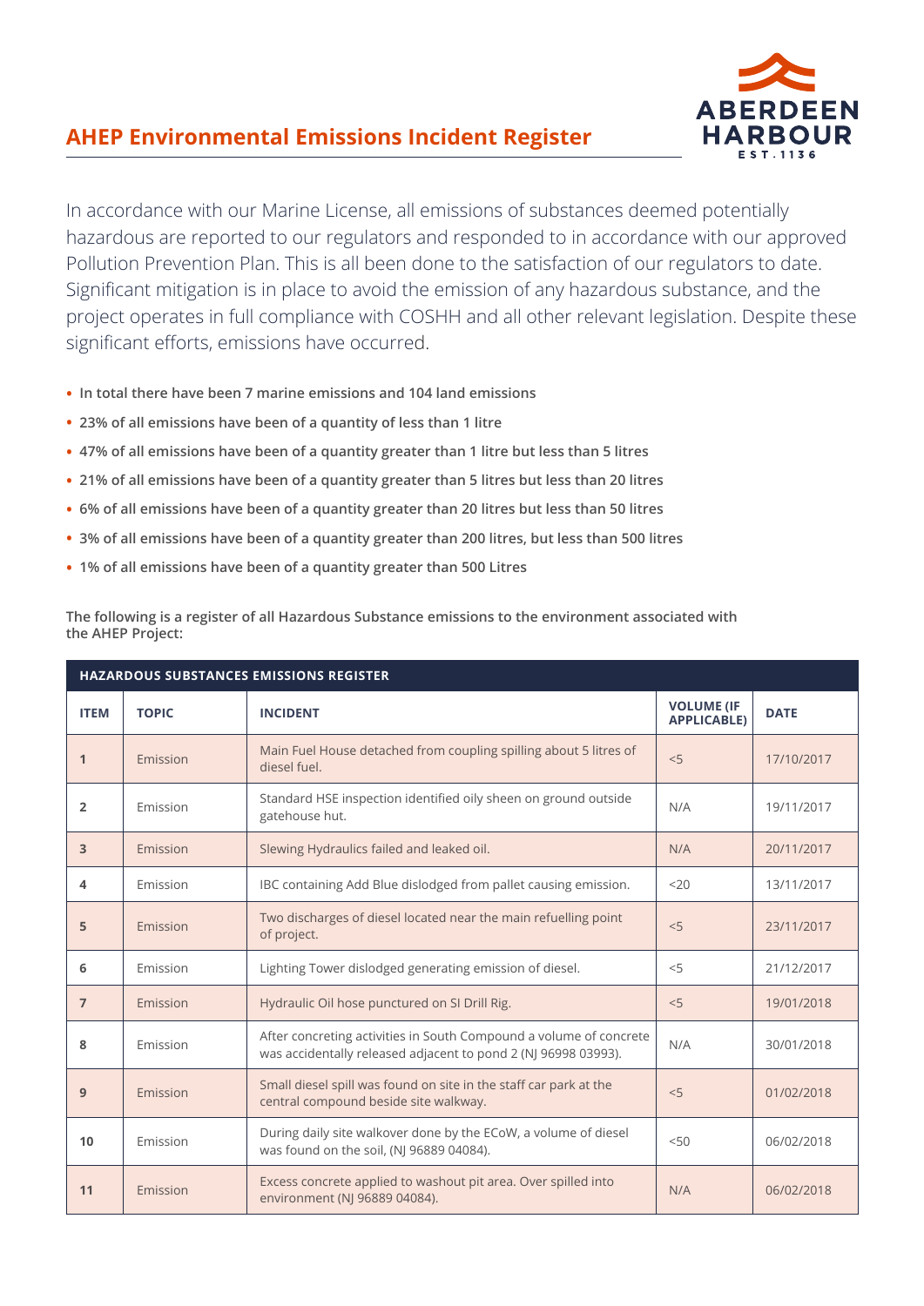# AHEP Environmental Emissions Incident Register

In accordance with our Marine License, all emissions of substances deemed potentially hazardous are reported to our regulators and responded to in accordance with our approved Pollution Prevention Plan. This is all been done to the satisfaction of our regulators to date. Significant mitigation is in place to avoid the emission of any hazardous substance, and the project operates in full compliance with COSHH and all other relevant legislation. Despite these significant efforts, emissions have occurred.

- **In total there have been 7 marine emissions and 104 land emissions**
- **23% of all emissions have been of a quantity of less than 1 litre**
- **47% of all emissions have been of a quantity greater than 1 litre but less than 5 litres**
- **21% of all emissions have been of a quantity greater than 5 litres but less than 20 litres**
- **6% of all emissions have been of a quantity greater than 20 litres but less than 50 litres**
- **3% of all emissions have been of a quantity greater than 200 litres, but less than 500 litres**
- **1% of all emissions have been of a quantity greater than 500 Litres**

**The following is a register of all Hazardous Substance emissions to the environment associated with the AHEP Project:**

| HAZARDOUS SUBSTANCES EMISSIONS REGISTER | | | | |
|---|---|---|---|---|
| **ITEM** | **TOPIC** | **INCIDENT** | **VOLUME (IF APPLICABLE)** | **DATE** |
| **1** | Emission | Main Fuel House detached from coupling spilling about 5 litres of diesel fuel. | <5 | 17/10/2017 |
| **2** | Emission | Standard HSE inspection identified oily sheen on ground outside gatehouse hut. | N/A | 19/11/2017 |
| **3** | Emission | Slewing Hydraulics failed and leaked oil. | N/A | 20/11/2017 |
| **4** | Emission | IBC containing Add Blue dislodged from pallet causing emission. | <20 | 13/11/2017 |
| **5** | Emission | Two discharges of diesel located near the main refuelling point of project. | <5 | 23/11/2017 |
| **6** | Emission | Lighting Tower dislodged generating emission of diesel. | <5 | 21/12/2017 |
| **7** | Emission | Hydraulic Oil hose punctured on SI Drill Rig. | <5 | 19/01/2018 |
| **8** | Emission | After concreting activities in South Compound a volume of concrete was accidentally released adjacent to pond 2 (NJ 96998 03993). | N/A | 30/01/2018 |
| **9** | Emission | Small diesel spill was found on site in the staff car park at the central compound beside site walkway. | <5 | 01/02/2018 |
| **10** | Emission | During daily site walkover done by the ECoW, a volume of diesel was found on the soil, (NJ 96889 04084). | <50 | 06/02/2018 |
| **11** | Emission | Excess concrete applied to washout pit area. Over spilled into environment (NJ 96889 04084). | N/A | 06/02/2018 |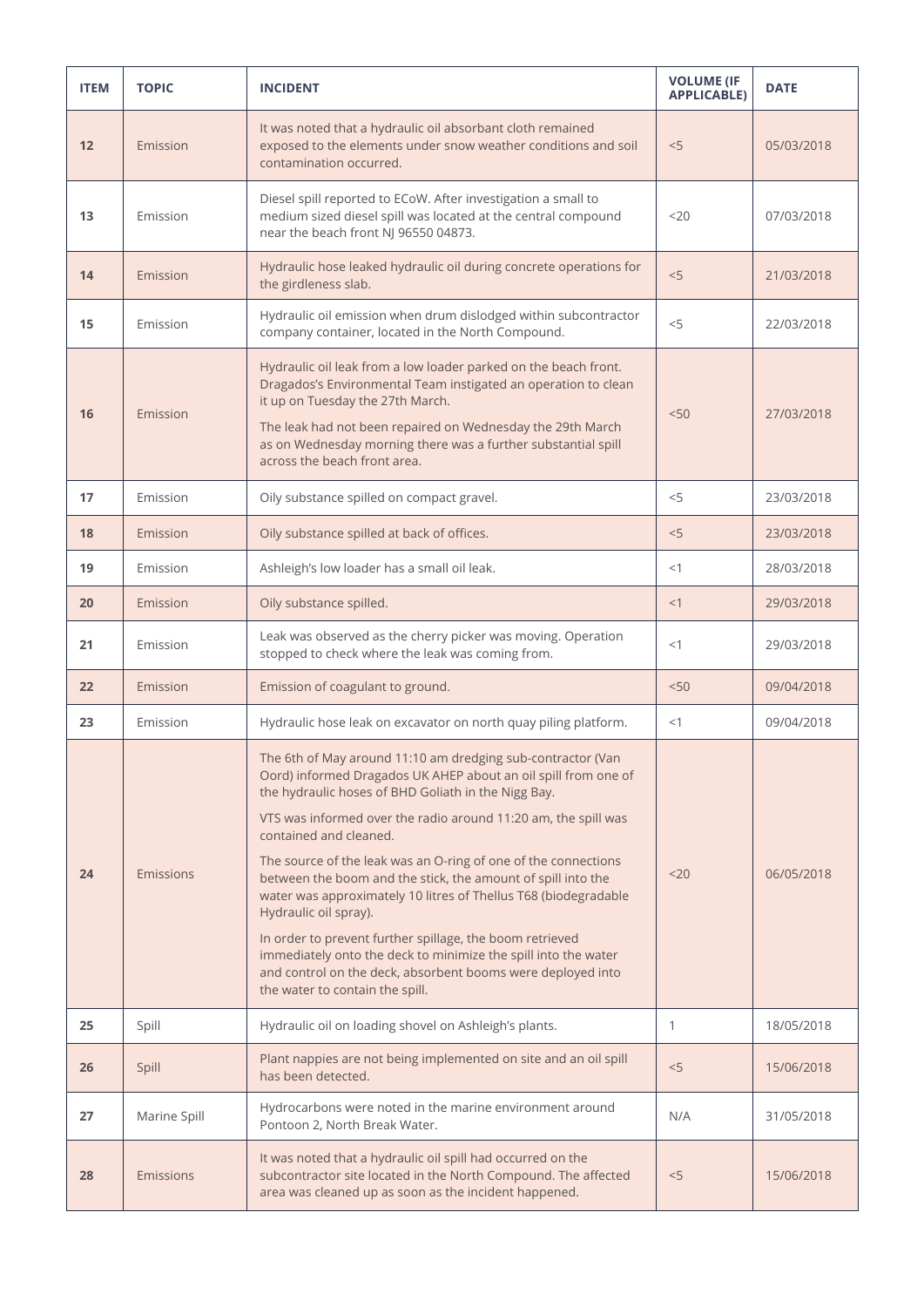| ITEM | TOPIC | INCIDENT | VOLUME (IF APPLICABLE) | DATE |
|---|---|---|---|---|
| 12 | Emission | It was noted that a hydraulic oil absorbant cloth remained exposed to the elements under snow weather conditions and soil contamination occurred. | <5 | 05/03/2018 |
| 13 | Emission | Diesel spill reported to ECoW. After investigation a small to medium sized diesel spill was located at the central compound near the beach front NJ 96550 04873. | <20 | 07/03/2018 |
| 14 | Emission | Hydraulic hose leaked hydraulic oil during concrete operations for the girdleness slab. | <5 | 21/03/2018 |
| 15 | Emission | Hydraulic oil emission when drum dislodged within subcontractor company container, located in the North Compound. | <5 | 22/03/2018 |
| 16 | Emission | Hydraulic oil leak from a low loader parked on the beach front. Dragados's Environmental Team instigated an operation to clean it up on Tuesday the 27th March.<br><br>The leak had not been repaired on Wednesday the 29th March as on Wednesday morning there was a further substantial spill across the beach front area. | <50 | 27/03/2018 |
| 17 | Emission | Oily substance spilled on compact gravel. | <5 | 23/03/2018 |
| 18 | Emission | Oily substance spilled at back of offices. | <5 | 23/03/2018 |
| 19 | Emission | Ashleigh's low loader has a small oil leak. | <1 | 28/03/2018 |
| 20 | Emission | Oily substance spilled. | <1 | 29/03/2018 |
| 21 | Emission | Leak was observed as the cherry picker was moving. Operation stopped to check where the leak was coming from. | <1 | 29/03/2018 |
| 22 | Emission | Emission of coagulant to ground. | <50 | 09/04/2018 |
| 23 | Emission | Hydraulic hose leak on excavator on north quay piling platform. | <1 | 09/04/2018 |
| 24 | Emissions | The 6th of May around 11:10 am dredging sub-contractor (Van Oord) informed Dragados UK AHEP about an oil spill from one of the hydraulic hoses of BHD Goliath in the Nigg Bay.<br><br>VTS was informed over the radio around 11:20 am, the spill was contained and cleaned.<br><br>The source of the leak was an O-ring of one of the connections between the boom and the stick, the amount of spill into the water was approximately 10 litres of Thellus T68 (biodegradable Hydraulic oil spray).<br><br>In order to prevent further spillage, the boom retrieved immediately onto the deck to minimize the spill into the water and control on the deck, absorbent booms were deployed into the water to contain the spill. | <20 | 06/05/2018 |
| 25 | Spill | Hydraulic oil on loading shovel on Ashleigh's plants. | 1 | 18/05/2018 |
| 26 | Spill | Plant nappies are not being implemented on site and an oil spill has been detected. | <5 | 15/06/2018 |
| 27 | Marine Spill | Hydrocarbons were noted in the marine environment around Pontoon 2, North Break Water. | N/A | 31/05/2018 |
| 28 | Emissions | It was noted that a hydraulic oil spill had occurred on the subcontractor site located in the North Compound. The affected area was cleaned up as soon as the incident happened. | <5 | 15/06/2018 |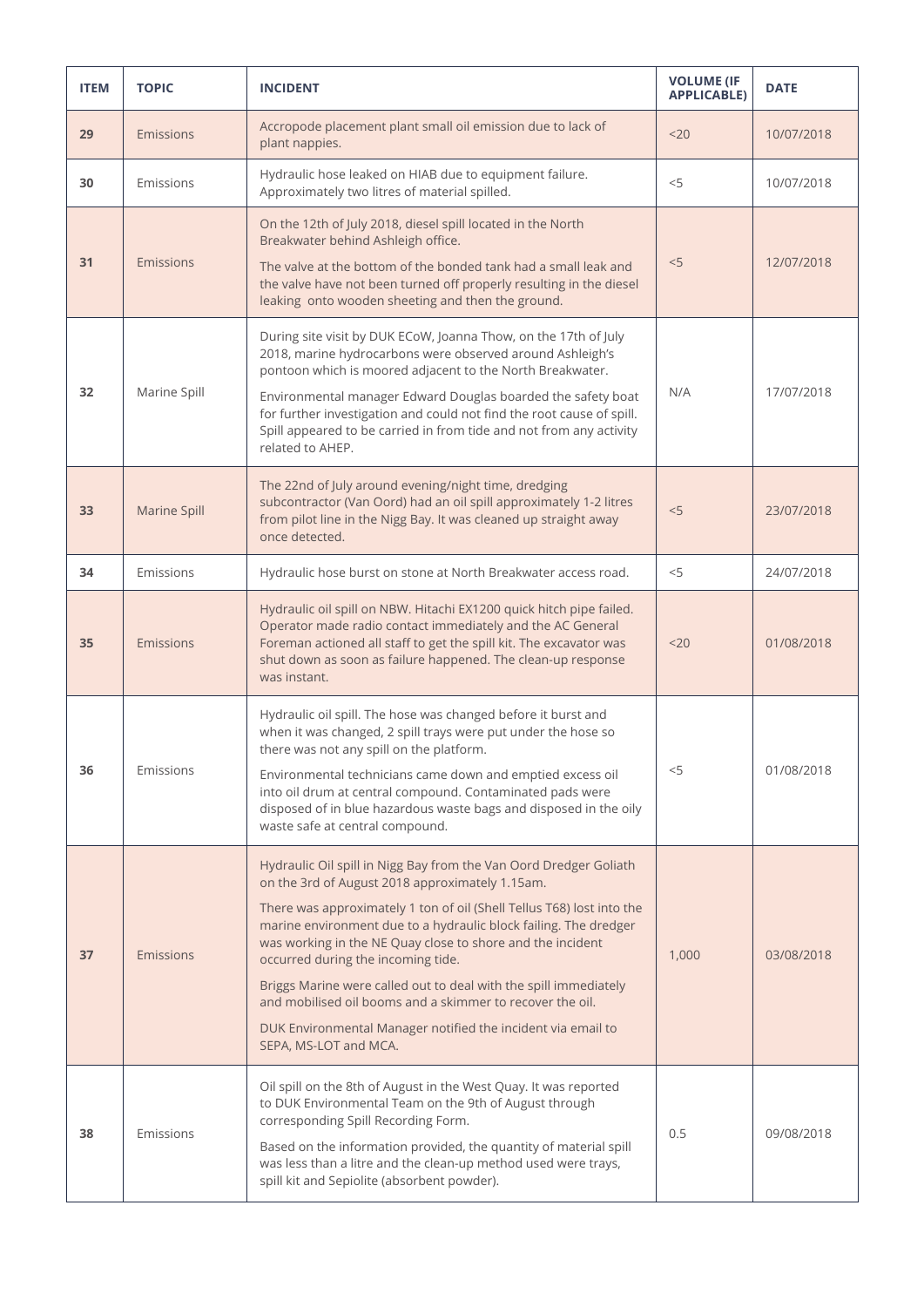| ITEM | TOPIC | INCIDENT | VOLUME (IF APPLICABLE) | DATE |
|---|---|---|---|---|
| 29 | Emissions | Accropode placement plant small oil emission due to lack of plant nappies. | <20 | 10/07/2018 |
| 30 | Emissions | Hydraulic hose leaked on HIAB due to equipment failure. Approximately two litres of material spilled. | <5 | 10/07/2018 |
| 31 | Emissions | On the 12th of July 2018, diesel spill located in the North Breakwater behind Ashleigh office.<br><br>The valve at the bottom of the bonded tank had a small leak and the valve have not been turned off properly resulting in the diesel leaking onto wooden sheeting and then the ground. | <5 | 12/07/2018 |
| 32 | Marine Spill | During site visit by DUK ECoW, Joanna Thow, on the 17th of July 2018, marine hydrocarbons were observed around Ashleigh's pontoon which is moored adjacent to the North Breakwater.<br><br>Environmental manager Edward Douglas boarded the safety boat for further investigation and could not find the root cause of spill. Spill appeared to be carried in from tide and not from any activity related to AHEP. | N/A | 17/07/2018 |
| 33 | Marine Spill | The 22nd of July around evening/night time, dredging subcontractor (Van Oord) had an oil spill approximately 1-2 litres from pilot line in the Nigg Bay. It was cleaned up straight away once detected. | <5 | 23/07/2018 |
| 34 | Emissions | Hydraulic hose burst on stone at North Breakwater access road. | <5 | 24/07/2018 |
| 35 | Emissions | Hydraulic oil spill on NBW. Hitachi EX1200 quick hitch pipe failed. Operator made radio contact immediately and the AC General Foreman actioned all staff to get the spill kit. The excavator was shut down as soon as failure happened. The clean-up response was instant. | <20 | 01/08/2018 |
| 36 | Emissions | Hydraulic oil spill. The hose was changed before it burst and when it was changed, 2 spill trays were put under the hose so there was not any spill on the platform.<br><br>Environmental technicians came down and emptied excess oil into oil drum at central compound. Contaminated pads were disposed of in blue hazardous waste bags and disposed in the oily waste safe at central compound. | <5 | 01/08/2018 |
| 37 | Emissions | Hydraulic Oil spill in Nigg Bay from the Van Oord Dredger Goliath on the 3rd of August 2018 approximately 1.15am.<br><br>There was approximately 1 ton of oil (Shell Tellus T68) lost into the marine environment due to a hydraulic block failing. The dredger was working in the NE Quay close to shore and the incident occurred during the incoming tide.<br><br>Briggs Marine were called out to deal with the spill immediately and mobilised oil booms and a skimmer to recover the oil.<br><br>DUK Environmental Manager notified the incident via email to SEPA, MS-LOT and MCA. | 1,000 | 03/08/2018 |
| 38 | Emissions | Oil spill on the 8th of August in the West Quay. It was reported to DUK Environmental Team on the 9th of August through corresponding Spill Recording Form.<br><br>Based on the information provided, the quantity of material spill was less than a litre and the clean-up method used were trays, spill kit and Sepiolite (absorbent powder). | 0.5 | 09/08/2018 |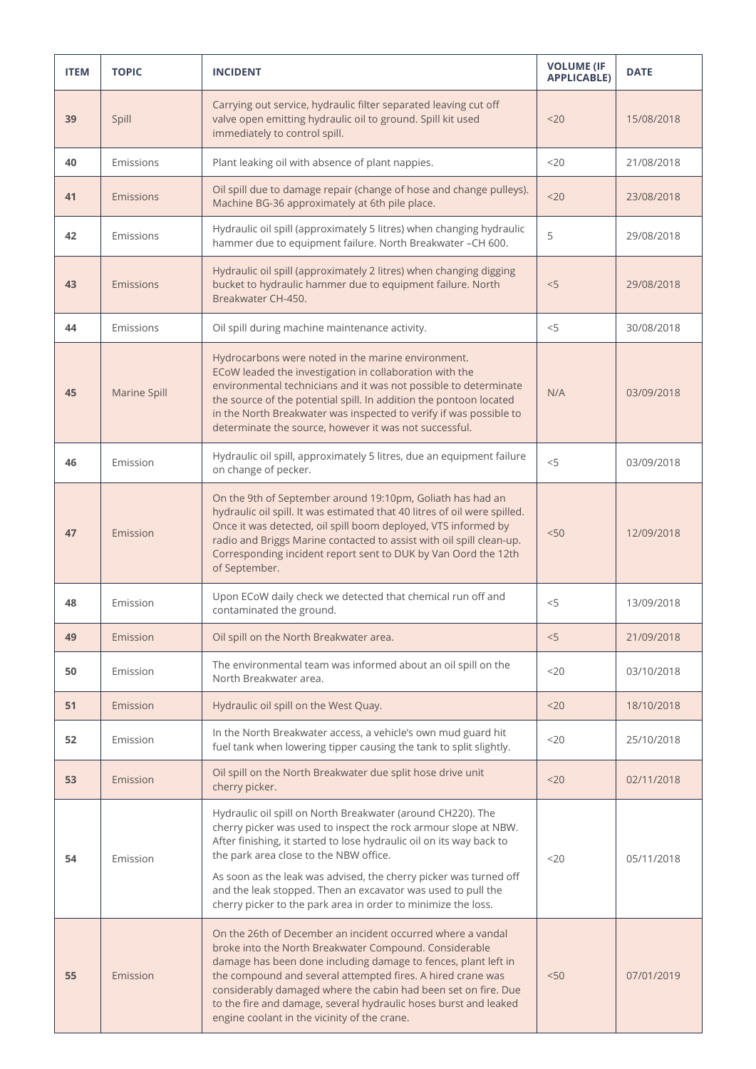| ITEM | TOPIC | INCIDENT | VOLUME (IF APPLICABLE) | DATE |
|---|---|---|---|---|
| 39 | Spill | Carrying out service, hydraulic filter separated leaving cut off valve open emitting hydraulic oil to ground. Spill kit used immediately to control spill. | <20 | 15/08/2018 |
| 40 | Emissions | Plant leaking oil with absence of plant nappies. | <20 | 21/08/2018 |
| 41 | Emissions | Oil spill due to damage repair (change of hose and change pulleys). Machine BG-36 approximately at 6th pile place. | <20 | 23/08/2018 |
| 42 | Emissions | Hydraulic oil spill (approximately 5 litres) when changing hydraulic hammer due to equipment failure. North Breakwater –CH 600. | 5 | 29/08/2018 |
| 43 | Emissions | Hydraulic oil spill (approximately 2 litres) when changing digging bucket to hydraulic hammer due to equipment failure. North Breakwater CH-450. | <5 | 29/08/2018 |
| 44 | Emissions | Oil spill during machine maintenance activity. | <5 | 30/08/2018 |
| 45 | Marine Spill | Hydrocarbons were noted in the marine environment. ECoW leaded the investigation in collaboration with the environmental technicians and it was not possible to determinate the source of the potential spill. In addition the pontoon located in the North Breakwater was inspected to verify if was possible to determinate the source, however it was not successful. | N/A | 03/09/2018 |
| 46 | Emission | Hydraulic oil spill, approximately 5 litres, due an equipment failure on change of pecker. | <5 | 03/09/2018 |
| 47 | Emission | On the 9th of September around 19:10pm, Goliath has had an hydraulic oil spill. It was estimated that 40 litres of oil were spilled. Once it was detected, oil spill boom deployed, VTS informed by radio and Briggs Marine contacted to assist with oil spill clean-up. Corresponding incident report sent to DUK by Van Oord the 12th of September. | <50 | 12/09/2018 |
| 48 | Emission | Upon ECoW daily check we detected that chemical run off and contaminated the ground. | <5 | 13/09/2018 |
| 49 | Emission | Oil spill on the North Breakwater area. | <5 | 21/09/2018 |
| 50 | Emission | The environmental team was informed about an oil spill on the North Breakwater area. | <20 | 03/10/2018 |
| 51 | Emission | Hydraulic oil spill on the West Quay. | <20 | 18/10/2018 |
| 52 | Emission | In the North Breakwater access, a vehicle's own mud guard hit fuel tank when lowering tipper causing the tank to split slightly. | <20 | 25/10/2018 |
| 53 | Emission | Oil spill on the North Breakwater due split hose drive unit cherry picker. | <20 | 02/11/2018 |
| 54 | Emission | Hydraulic oil spill on North Breakwater (around CH220). The cherry picker was used to inspect the rock armour slope at NBW. After finishing, it started to lose hydraulic oil on its way back to the park area close to the NBW office. As soon as the leak was advised, the cherry picker was turned off and the leak stopped. Then an excavator was used to pull the cherry picker to the park area in order to minimize the loss. | <20 | 05/11/2018 |
| 55 | Emission | On the 26th of December an incident occurred where a vandal broke into the North Breakwater Compound. Considerable damage has been done including damage to fences, plant left in the compound and several attempted fires. A hired crane was considerably damaged where the cabin had been set on fire. Due to the fire and damage, several hydraulic hoses burst and leaked engine coolant in the vicinity of the crane. | <50 | 07/01/2019 |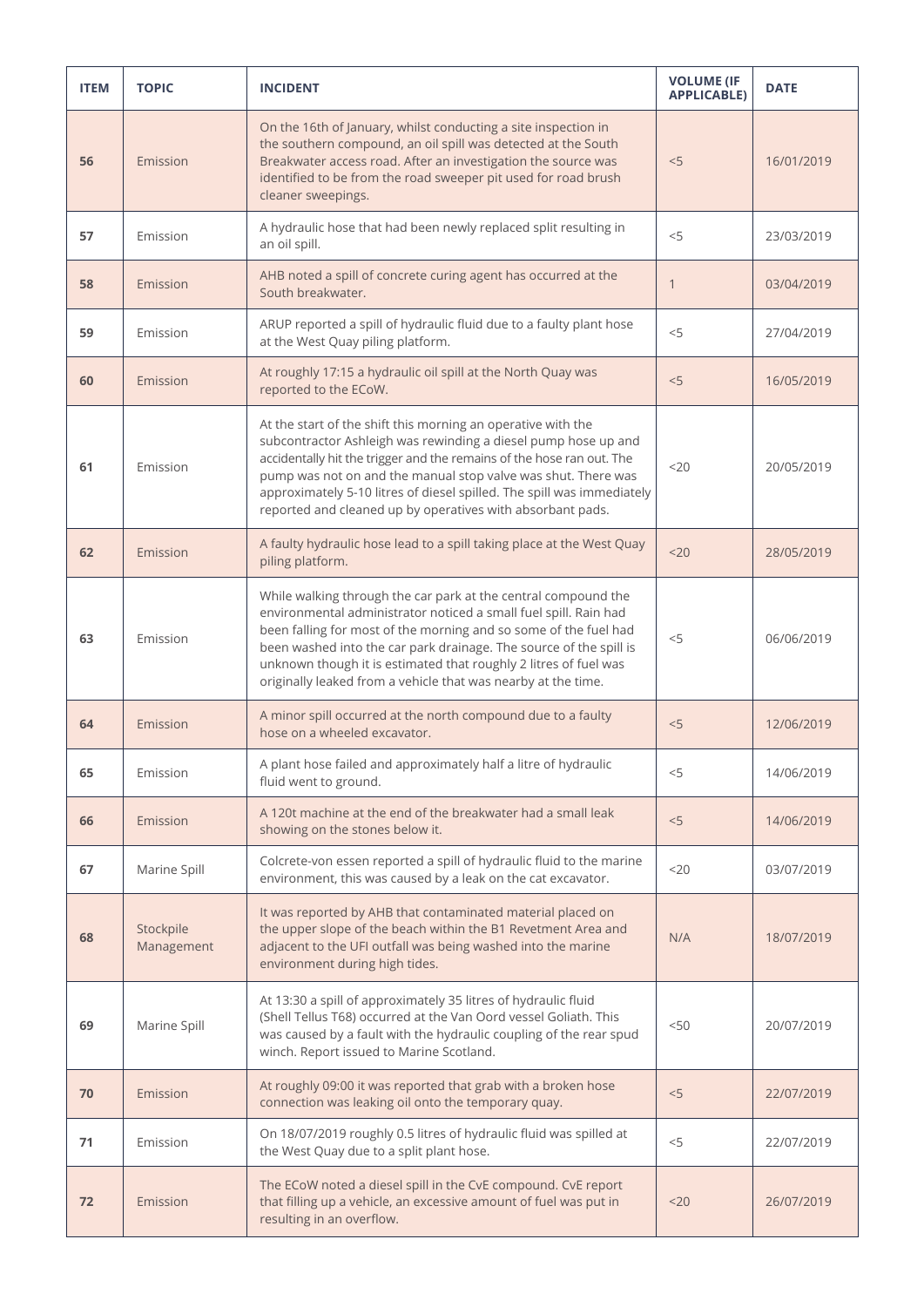| ITEM | TOPIC | INCIDENT | VOLUME (IF APPLICABLE) | DATE |
|---|---|---|---|---|
| 56 | Emission | On the 16th of January, whilst conducting a site inspection in the southern compound, an oil spill was detected at the South Breakwater access road. After an investigation the source was identified to be from the road sweeper pit used for road brush cleaner sweepings. | <5 | 16/01/2019 |
| 57 | Emission | A hydraulic hose that had been newly replaced split resulting in an oil spill. | <5 | 23/03/2019 |
| 58 | Emission | AHB noted a spill of concrete curing agent has occurred at the South breakwater. | 1 | 03/04/2019 |
| 59 | Emission | ARUP reported a spill of hydraulic fluid due to a faulty plant hose at the West Quay piling platform. | <5 | 27/04/2019 |
| 60 | Emission | At roughly 17:15 a hydraulic oil spill at the North Quay was reported to the ECoW. | <5 | 16/05/2019 |
| 61 | Emission | At the start of the shift this morning an operative with the subcontractor Ashleigh was rewinding a diesel pump hose up and accidentally hit the trigger and the remains of the hose ran out. The pump was not on and the manual stop valve was shut. There was approximately 5-10 litres of diesel spilled. The spill was immediately reported and cleaned up by operatives with absorbant pads. | <20 | 20/05/2019 |
| 62 | Emission | A faulty hydraulic hose lead to a spill taking place at the West Quay piling platform. | <20 | 28/05/2019 |
| 63 | Emission | While walking through the car park at the central compound the environmental administrator noticed a small fuel spill. Rain had been falling for most of the morning and so some of the fuel had been washed into the car park drainage. The source of the spill is unknown though it is estimated that roughly 2 litres of fuel was originally leaked from a vehicle that was nearby at the time. | <5 | 06/06/2019 |
| 64 | Emission | A minor spill occurred at the north compound due to a faulty hose on a wheeled excavator. | <5 | 12/06/2019 |
| 65 | Emission | A plant hose failed and approximately half a litre of hydraulic fluid went to ground. | <5 | 14/06/2019 |
| 66 | Emission | A 120t machine at the end of the breakwater had a small leak showing on the stones below it. | <5 | 14/06/2019 |
| 67 | Marine Spill | Colcrete-von essen reported a spill of hydraulic fluid to the marine environment, this was caused by a leak on the cat excavator. | <20 | 03/07/2019 |
| 68 | Stockpile Management | It was reported by AHB that contaminated material placed on the upper slope of the beach within the B1 Revetment Area and adjacent to the UFI outfall was being washed into the marine environment during high tides. | N/A | 18/07/2019 |
| 69 | Marine Spill | At 13:30 a spill of approximately 35 litres of hydraulic fluid (Shell Tellus T68) occurred at the Van Oord vessel Goliath. This was caused by a fault with the hydraulic coupling of the rear spud winch. Report issued to Marine Scotland. | <50 | 20/07/2019 |
| 70 | Emission | At roughly 09:00 it was reported that grab with a broken hose connection was leaking oil onto the temporary quay. | <5 | 22/07/2019 |
| 71 | Emission | On 18/07/2019 roughly 0.5 litres of hydraulic fluid was spilled at the West Quay due to a split plant hose. | <5 | 22/07/2019 |
| 72 | Emission | The ECoW noted a diesel spill in the CvE compound. CvE report that filling up a vehicle, an excessive amount of fuel was put in resulting in an overflow. | <20 | 26/07/2019 |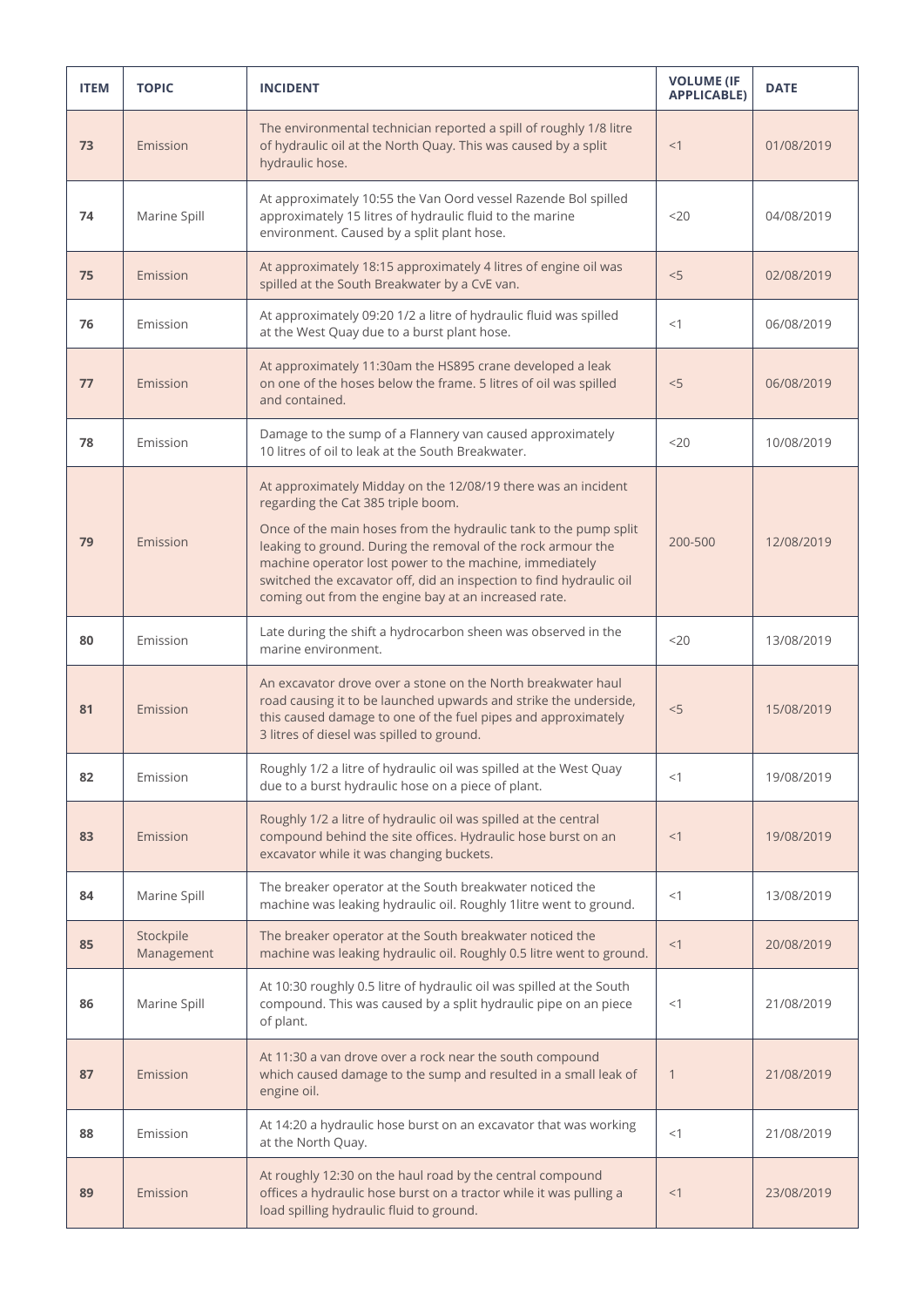| ITEM | TOPIC | INCIDENT | VOLUME (IF APPLICABLE) | DATE |
|---|---|---|---|---|
| 73 | Emission | The environmental technician reported a spill of roughly 1/8 litre of hydraulic oil at the North Quay. This was caused by a split hydraulic hose. | <1 | 01/08/2019 |
| 74 | Marine Spill | At approximately 10:55 the Van Oord vessel Razende Bol spilled approximately 15 litres of hydraulic fluid to the marine environment. Caused by a split plant hose. | <20 | 04/08/2019 |
| 75 | Emission | At approximately 18:15 approximately 4 litres of engine oil was spilled at the South Breakwater by a CvE van. | <5 | 02/08/2019 |
| 76 | Emission | At approximately 09:20 1/2 a litre of hydraulic fluid was spilled at the West Quay due to a burst plant hose. | <1 | 06/08/2019 |
| 77 | Emission | At approximately 11:30am the HS895 crane developed a leak on one of the hoses below the frame. 5 litres of oil was spilled and contained. | <5 | 06/08/2019 |
| 78 | Emission | Damage to the sump of a Flannery van caused approximately 10 litres of oil to leak at the South Breakwater. | <20 | 10/08/2019 |
| 79 | Emission | At approximately Midday on the 12/08/19 there was an incident regarding the Cat 385 triple boom. Once of the main hoses from the hydraulic tank to the pump split leaking to ground. During the removal of the rock armour the machine operator lost power to the machine, immediately switched the excavator off, did an inspection to find hydraulic oil coming out from the engine bay at an increased rate. | 200-500 | 12/08/2019 |
| 80 | Emission | Late during the shift a hydrocarbon sheen was observed in the marine environment. | <20 | 13/08/2019 |
| 81 | Emission | An excavator drove over a stone on the North breakwater haul road causing it to be launched upwards and strike the underside, this caused damage to one of the fuel pipes and approximately 3 litres of diesel was spilled to ground. | <5 | 15/08/2019 |
| 82 | Emission | Roughly 1/2 a litre of hydraulic oil was spilled at the West Quay due to a burst hydraulic hose on a piece of plant. | <1 | 19/08/2019 |
| 83 | Emission | Roughly 1/2 a litre of hydraulic oil was spilled at the central compound behind the site offices. Hydraulic hose burst on an excavator while it was changing buckets. | <1 | 19/08/2019 |
| 84 | Marine Spill | The breaker operator at the South breakwater noticed the machine was leaking hydraulic oil. Roughly 1litre went to ground. | <1 | 13/08/2019 |
| 85 | Stockpile Management | The breaker operator at the South breakwater noticed the machine was leaking hydraulic oil. Roughly 0.5 litre went to ground. | <1 | 20/08/2019 |
| 86 | Marine Spill | At 10:30 roughly 0.5 litre of hydraulic oil was spilled at the South compound. This was caused by a split hydraulic pipe on an piece of plant. | <1 | 21/08/2019 |
| 87 | Emission | At 11:30 a van drove over a rock near the south compound which caused damage to the sump and resulted in a small leak of engine oil. | 1 | 21/08/2019 |
| 88 | Emission | At 14:20 a hydraulic hose burst on an excavator that was working at the North Quay. | <1 | 21/08/2019 |
| 89 | Emission | At roughly 12:30 on the haul road by the central compound offices a hydraulic hose burst on a tractor while it was pulling a load spilling hydraulic fluid to ground. | <1 | 23/08/2019 |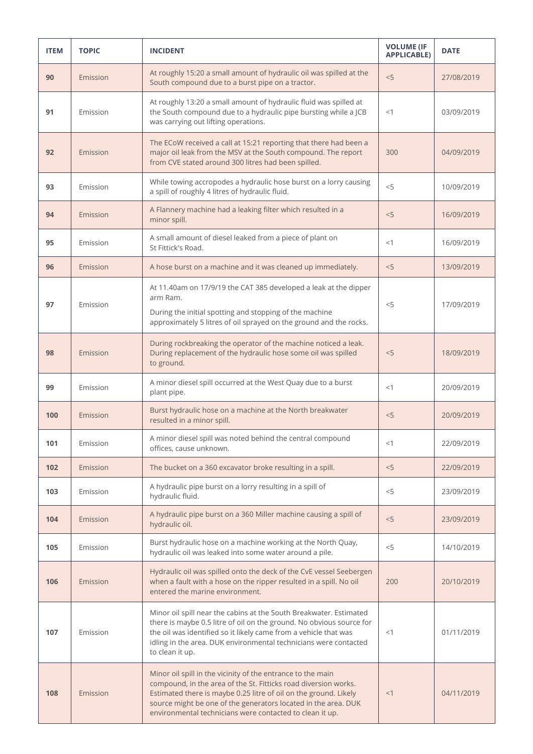| ITEM | TOPIC | INCIDENT | VOLUME (IF APPLICABLE) | DATE |
|---|---|---|---|---|
| 90 | Emission | At roughly 15:20 a small amount of hydraulic oil was spilled at the South compound due to a burst pipe on a tractor. | <5 | 27/08/2019 |
| 91 | Emission | At roughly 13:20 a small amount of hydraulic fluid was spilled at the South compound due to a hydraulic pipe bursting while a JCB was carrying out lifting operations. | <1 | 03/09/2019 |
| 92 | Emission | The ECoW received a call at 15:21 reporting that there had been a major oil leak from the MSV at the South compound. The report from CVE stated around 300 litres had been spilled. | 300 | 04/09/2019 |
| 93 | Emission | While towing accropodes a hydraulic hose burst on a lorry causing a spill of roughly 4 litres of hydraulic fluid. | <5 | 10/09/2019 |
| 94 | Emission | A Flannery machine had a leaking filter which resulted in a minor spill. | <5 | 16/09/2019 |
| 95 | Emission | A small amount of diesel leaked from a piece of plant on St Fittick's Road. | <1 | 16/09/2019 |
| 96 | Emission | A hose burst on a machine and it was cleaned up immediately. | <5 | 13/09/2019 |
| 97 | Emission | At 11.40am on 17/9/19 the CAT 385 developed a leak at the dipper arm Ram. During the initial spotting and stopping of the machine approximately 5 litres of oil sprayed on the ground and the rocks. | <5 | 17/09/2019 |
| 98 | Emission | During rockbreaking the operator of the machine noticed a leak. During replacement of the hydraulic hose some oil was spilled to ground. | <5 | 18/09/2019 |
| 99 | Emission | A minor diesel spill occurred at the West Quay due to a burst plant pipe. | <1 | 20/09/2019 |
| 100 | Emission | Burst hydraulic hose on a machine at the North breakwater resulted in a minor spill. | <5 | 20/09/2019 |
| 101 | Emission | A minor diesel spill was noted behind the central compound offices, cause unknown. | <1 | 22/09/2019 |
| 102 | Emission | The bucket on a 360 excavator broke resulting in a spill. | <5 | 22/09/2019 |
| 103 | Emission | A hydraulic pipe burst on a lorry resulting in a spill of hydraulic fluid. | <5 | 23/09/2019 |
| 104 | Emission | A hydraulic pipe burst on a 360 Miller machine causing a spill of hydraulic oil. | <5 | 23/09/2019 |
| 105 | Emission | Burst hydraulic hose on a machine working at the North Quay, hydraulic oil was leaked into some water around a pile. | <5 | 14/10/2019 |
| 106 | Emission | Hydraulic oil was spilled onto the deck of the CvE vessel Seebergen when a fault with a hose on the ripper resulted in a spill. No oil entered the marine environment. | 200 | 20/10/2019 |
| 107 | Emission | Minor oil spill near the cabins at the South Breakwater. Estimated there is maybe 0.5 litre of oil on the ground. No obvious source for the oil was identified so it likely came from a vehicle that was idling in the area. DUK environmental technicians were contacted to clean it up. | <1 | 01/11/2019 |
| 108 | Emission | Minor oil spill in the vicinity of the entrance to the main compound, in the area of the St. Fitticks road diversion works. Estimated there is maybe 0.25 litre of oil on the ground. Likely source might be one of the generators located in the area. DUK environmental technicians were contacted to clean it up. | <1 | 04/11/2019 |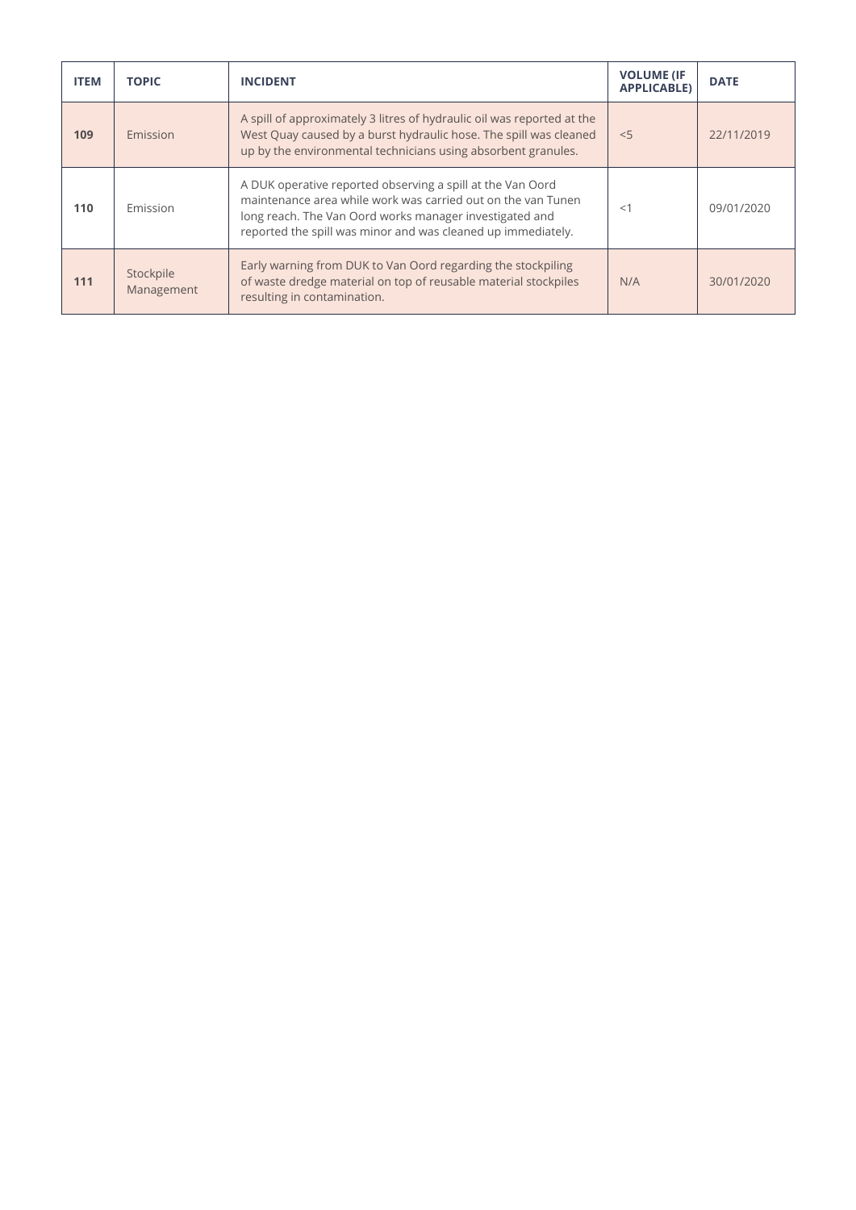| ITEM | TOPIC | INCIDENT | VOLUME (IF APPLICABLE) | DATE |
|---|---|---|---|---|
| **109** | Emission | A spill of approximately 3 litres of hydraulic oil was reported at the West Quay caused by a burst hydraulic hose. The spill was cleaned up by the environmental technicians using absorbent granules. | <5 | 22/11/2019 |
| **110** | Emission | A DUK operative reported observing a spill at the Van Oord maintenance area while work was carried out on the van Tunen long reach. The Van Oord works manager investigated and reported the spill was minor and was cleaned up immediately. | <1 | 09/01/2020 |
| **111** | Stockpile Management | Early warning from DUK to Van Oord regarding the stockpiling of waste dredge material on top of reusable material stockpiles resulting in contamination. | N/A | 30/01/2020 |